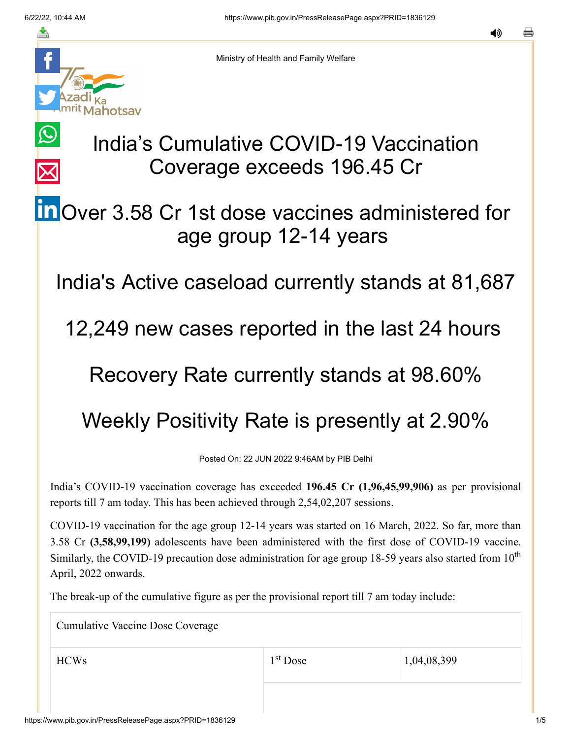Ministry of Health and Family Welfare

# India's Cumulative COVID-19 Vaccination Coverage exceeds 196.45 Cr

## Over 3.58 Cr 1st dose vaccines administered for age group 12-14 years

## India's Active caseload currently stands at 81,687

## 12,249 new cases reported in the last 24 hours

## Recovery Rate currently stands at 98.60%

## Weekly Positivity Rate is presently at 2.90%

Posted On: 22 JUN 2022 9:46AM by PIB Delhi

India's COVID-19 vaccination coverage has exceeded **196.45 Cr (1,96,45,99,906)** as per provisional reports till 7 am today. This has been achieved through 2,54,02,207 sessions.

COVID-19 vaccination for the age group 12-14 years was started on 16 March, 2022. So far, more than 3.58 Cr **(3,58,99,199)** adolescents have been administered with the first dose of COVID-19 vaccine. Similarly, the COVID-19 precaution dose administration for age group 18-59 years also started from 10th April, 2022 onwards.

The break-up of the cumulative figure as per the provisional report till 7 am today include:

| Cumulative Vaccine Dose Coverage | | |
|---|---|---|
| HCWs | 1st Dose | 1,04,08,399 |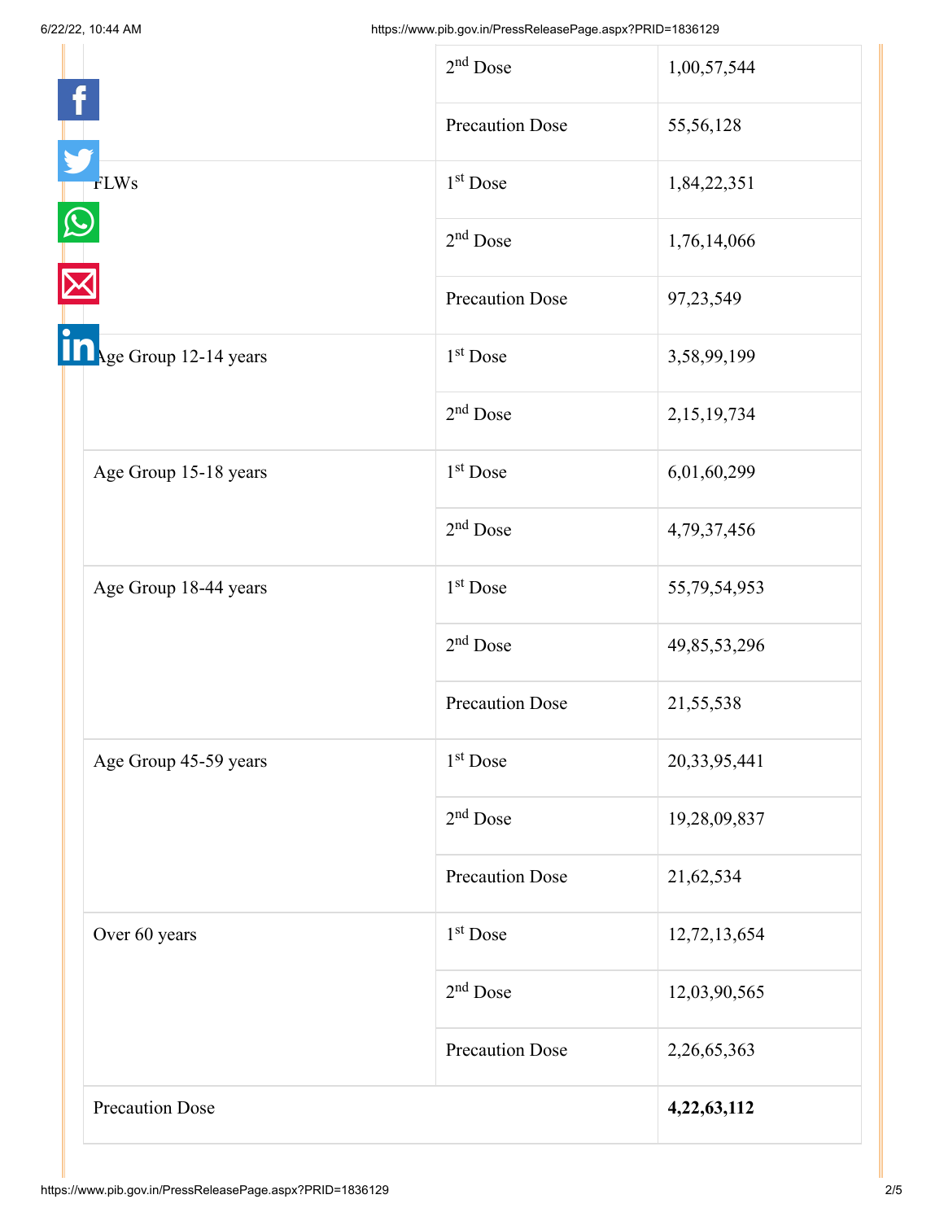| | | |
|---|---|---|
| | 2nd Dose | 1,00,57,544 |
| | Precaution Dose | 55,56,128 |
| FLWs | 1st Dose | 1,84,22,351 |
| | 2nd Dose | 1,76,14,066 |
| | Precaution Dose | 97,23,549 |
| Age Group 12-14 years | 1st Dose | 3,58,99,199 |
| | 2nd Dose | 2,15,19,734 |
| Age Group 15-18 years | 1st Dose | 6,01,60,299 |
| | 2nd Dose | 4,79,37,456 |
| Age Group 18-44 years | 1st Dose | 55,79,54,953 |
| | 2nd Dose | 49,85,53,296 |
| | Precaution Dose | 21,55,538 |
| Age Group 45-59 years | 1st Dose | 20,33,95,441 |
| | 2nd Dose | 19,28,09,837 |
| | Precaution Dose | 21,62,534 |
| Over 60 years | 1st Dose | 12,72,13,654 |
| | 2nd Dose | 12,03,90,565 |
| | Precaution Dose | 2,26,65,363 |
| Precaution Dose | | **4,22,63,112** |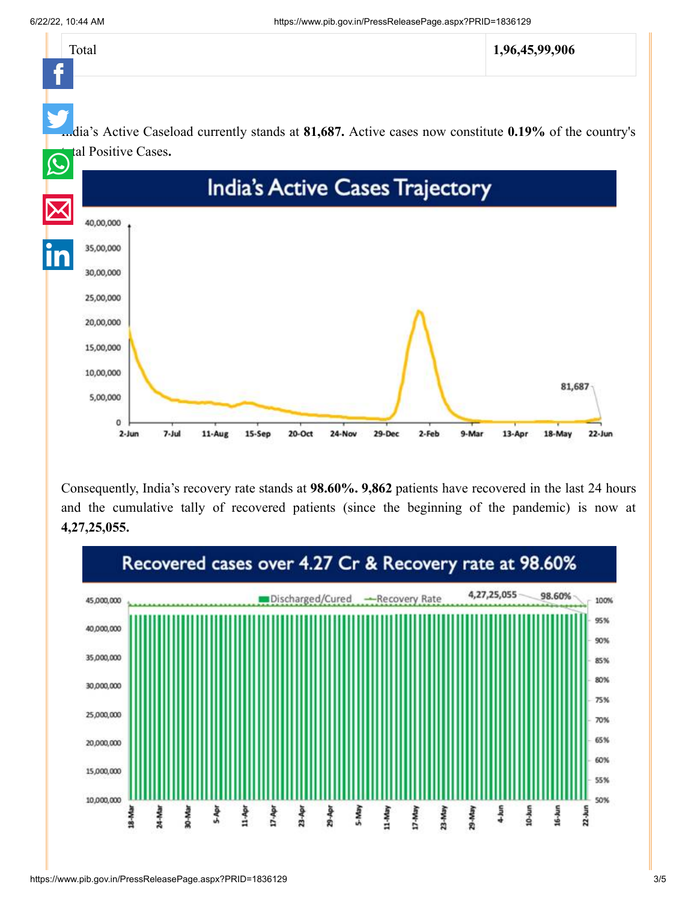| Total | 1,96,45,99,906 |
|---|---|

India's Active Caseload currently stands at **81,687.** Active cases now constitute **0.19%** of the country's total Positive Cases**.**

Consequently, India's recovery rate stands at **98.60%. 9,862** patients have recovered in the last 24 hours and the cumulative tally of recovered patients (since the beginning of the pandemic) is now at **4,27,25,055.**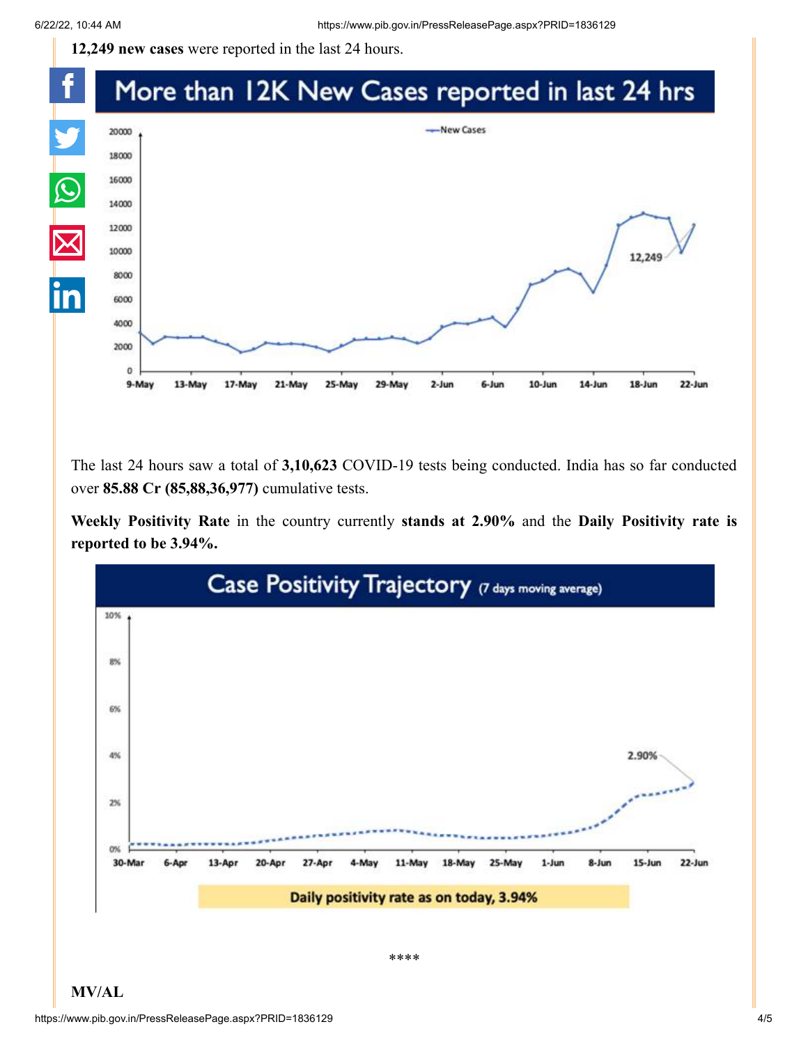**12,249 new cases** were reported in the last 24 hours.

The last 24 hours saw a total of **3,10,623** COVID-19 tests being conducted. India has so far conducted over **85.88 Cr (85,88,36,977)** cumulative tests.

**Weekly Positivity Rate** in the country currently **stands at 2.90%** and the **Daily Positivity rate is reported to be 3.94%.**

\*\*\*\*

**MV/AL**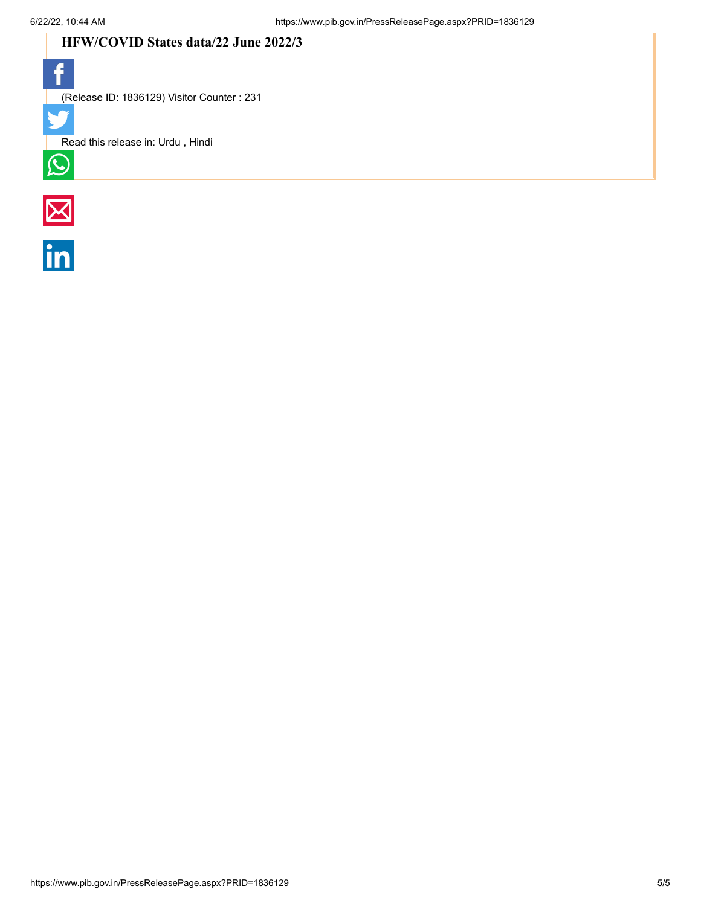**HFW/COVID States data/22 June 2022/3**

(Release ID: 1836129) Visitor Counter : 231

Read this release in: Urdu , Hindi